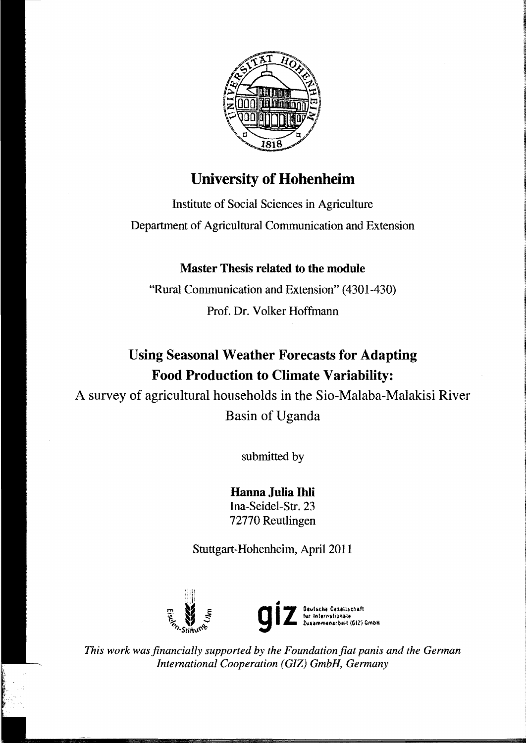# University of Hohenheim

Institute of Social Sciences in Agriculture

Department of Agricultural Communication and Extension

**Master Thesis related to the module**

"Rural Communication and Extension" (4301-430)

Prof. Dr. Volker Hoffmann

## Using Seasonal Weather Forecasts for Adapting Food Production to Climate Variability:

A survey of agricultural households in the Sio-Malaba-Malakisi River Basin of Uganda

submitted by

**Hanna Julia Ihli**
Ina-Seidel-Str. 23
72770 Reutlingen

Stuttgart-Hohenheim, April 2011

*This work was financially supported by the Foundation fiat panis and the German International Cooperation (GIZ) GmbH, Germany*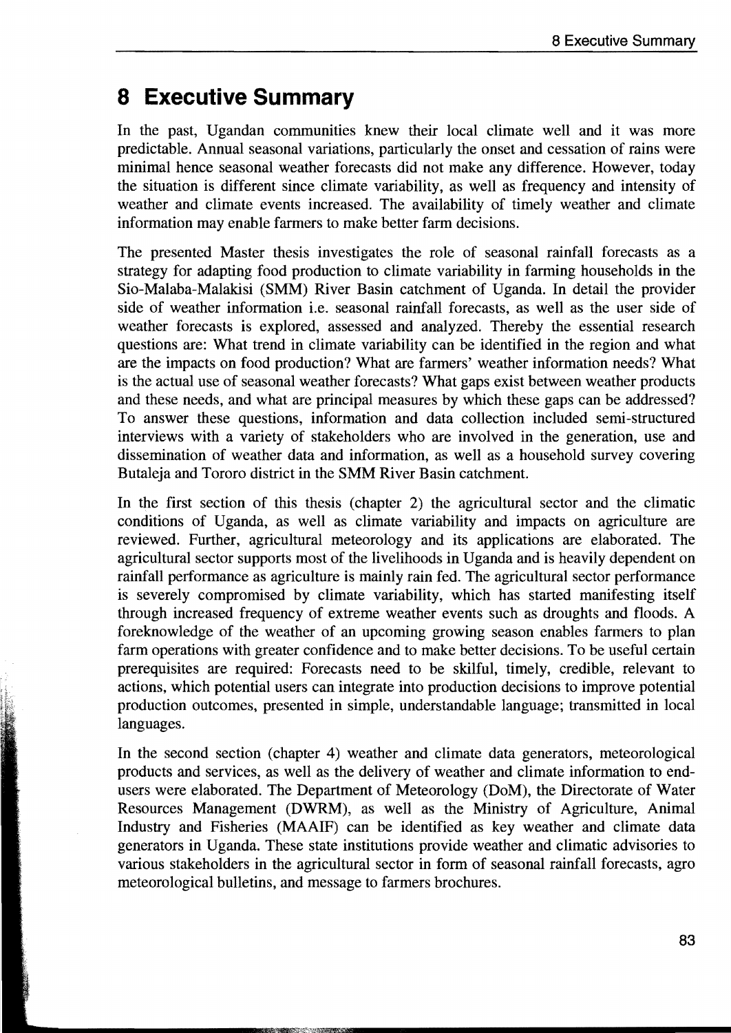# 8 Executive Summary

In the past, Ugandan communities knew their local climate well and it was more predictable. Annual seasonal variations, particularly the onset and cessation of rains were minimal hence seasonal weather forecasts did not make any difference. However, today the situation is different since climate variability, as well as frequency and intensity of weather and climate events increased. The availability of timely weather and climate information may enable farmers to make better farm decisions.

The presented Master thesis investigates the role of seasonal rainfall forecasts as a strategy for adapting food production to climate variability in farming households in the Sio-Malaba-Malakisi (SMM) River Basin catchment of Uganda. In detail the provider side of weather information i.e. seasonal rainfall forecasts, as well as the user side of weather forecasts is explored, assessed and analyzed. Thereby the essential research questions are: What trend in climate variability can be identified in the region and what are the impacts on food production? What are farmers' weather information needs? What is the actual use of seasonal weather forecasts? What gaps exist between weather products and these needs, and what are principal measures by which these gaps can be addressed? To answer these questions, information and data collection included semi-structured interviews with a variety of stakeholders who are involved in the generation, use and dissemination of weather data and information, as well as a household survey covering Butaleja and Tororo district in the SMM River Basin catchment.

In the first section of this thesis (chapter 2) the agricultural sector and the climatic conditions of Uganda, as well as climate variability and impacts on agriculture are reviewed. Further, agricultural meteorology and its applications are elaborated. The agricultural sector supports most of the livelihoods in Uganda and is heavily dependent on rainfall performance as agriculture is mainly rain fed. The agricultural sector performance is severely compromised by climate variability, which has started manifesting itself through increased frequency of extreme weather events such as droughts and floods. A foreknowledge of the weather of an upcoming growing season enables farmers to plan farm operations with greater confidence and to make better decisions. To be useful certain prerequisites are required: Forecasts need to be skilful, timely, credible, relevant to actions, which potential users can integrate into production decisions to improve potential production outcomes, presented in simple, understandable language; transmitted in local languages.

In the second section (chapter 4) weather and climate data generators, meteorological products and services, as well as the delivery of weather and climate information to end-users were elaborated. The Department of Meteorology (DoM), the Directorate of Water Resources Management (DWRM), as well as the Ministry of Agriculture, Animal Industry and Fisheries (MAAIF) can be identified as key weather and climate data generators in Uganda. These state institutions provide weather and climatic advisories to various stakeholders in the agricultural sector in form of seasonal rainfall forecasts, agro meteorological bulletins, and message to farmers brochures.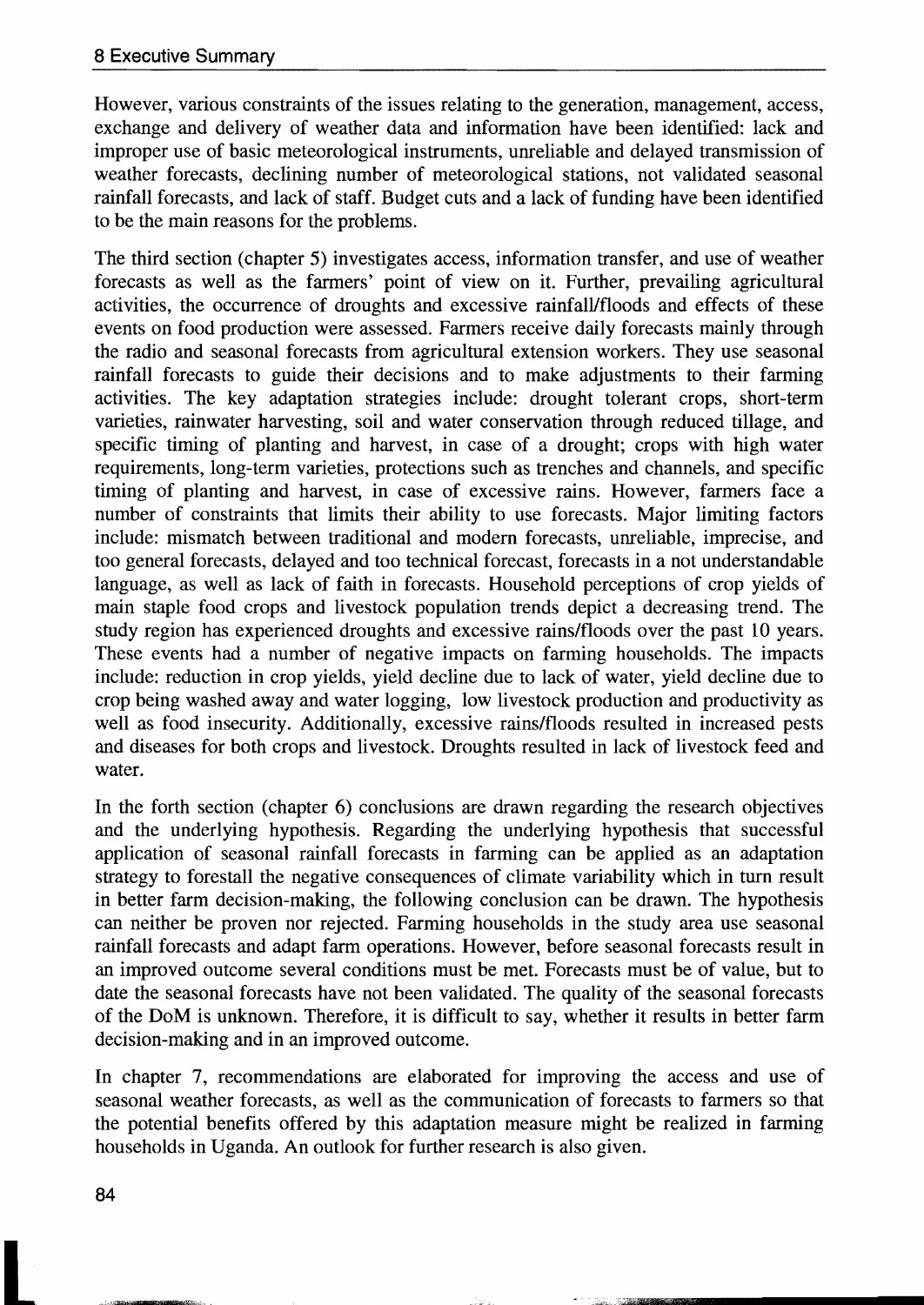However, various constraints of the issues relating to the generation, management, access, exchange and delivery of weather data and information have been identified: lack and improper use of basic meteorological instruments, unreliable and delayed transmission of weather forecasts, declining number of meteorological stations, not validated seasonal rainfall forecasts, and lack of staff. Budget cuts and a lack of funding have been identified to be the main reasons for the problems.

The third section (chapter 5) investigates access, information transfer, and use of weather forecasts as well as the farmers' point of view on it. Further, prevailing agricultural activities, the occurrence of droughts and excessive rainfall/floods and effects of these events on food production were assessed. Farmers receive daily forecasts mainly through the radio and seasonal forecasts from agricultural extension workers. They use seasonal rainfall forecasts to guide their decisions and to make adjustments to their farming activities. The key adaptation strategies include: drought tolerant crops, short-term varieties, rainwater harvesting, soil and water conservation through reduced tillage, and specific timing of planting and harvest, in case of a drought; crops with high water requirements, long-term varieties, protections such as trenches and channels, and specific timing of planting and harvest, in case of excessive rains. However, farmers face a number of constraints that limits their ability to use forecasts. Major limiting factors include: mismatch between traditional and modern forecasts, unreliable, imprecise, and too general forecasts, delayed and too technical forecast, forecasts in a not understandable language, as well as lack of faith in forecasts. Household perceptions of crop yields of main staple food crops and livestock population trends depict a decreasing trend. The study region has experienced droughts and excessive rains/floods over the past 10 years. These events had a number of negative impacts on farming households. The impacts include: reduction in crop yields, yield decline due to lack of water, yield decline due to crop being washed away and water logging, low livestock production and productivity as well as food insecurity. Additionally, excessive rains/floods resulted in increased pests and diseases for both crops and livestock. Droughts resulted in lack of livestock feed and water.

In the forth section (chapter 6) conclusions are drawn regarding the research objectives and the underlying hypothesis. Regarding the underlying hypothesis that successful application of seasonal rainfall forecasts in farming can be applied as an adaptation strategy to forestall the negative consequences of climate variability which in turn result in better farm decision-making, the following conclusion can be drawn. The hypothesis can neither be proven nor rejected. Farming households in the study area use seasonal rainfall forecasts and adapt farm operations. However, before seasonal forecasts result in an improved outcome several conditions must be met. Forecasts must be of value, but to date the seasonal forecasts have not been validated. The quality of the seasonal forecasts of the DoM is unknown. Therefore, it is difficult to say, whether it results in better farm decision-making and in an improved outcome.

In chapter 7, recommendations are elaborated for improving the access and use of seasonal weather forecasts, as well as the communication of forecasts to farmers so that the potential benefits offered by this adaptation measure might be realized in farming households in Uganda. An outlook for further research is also given.